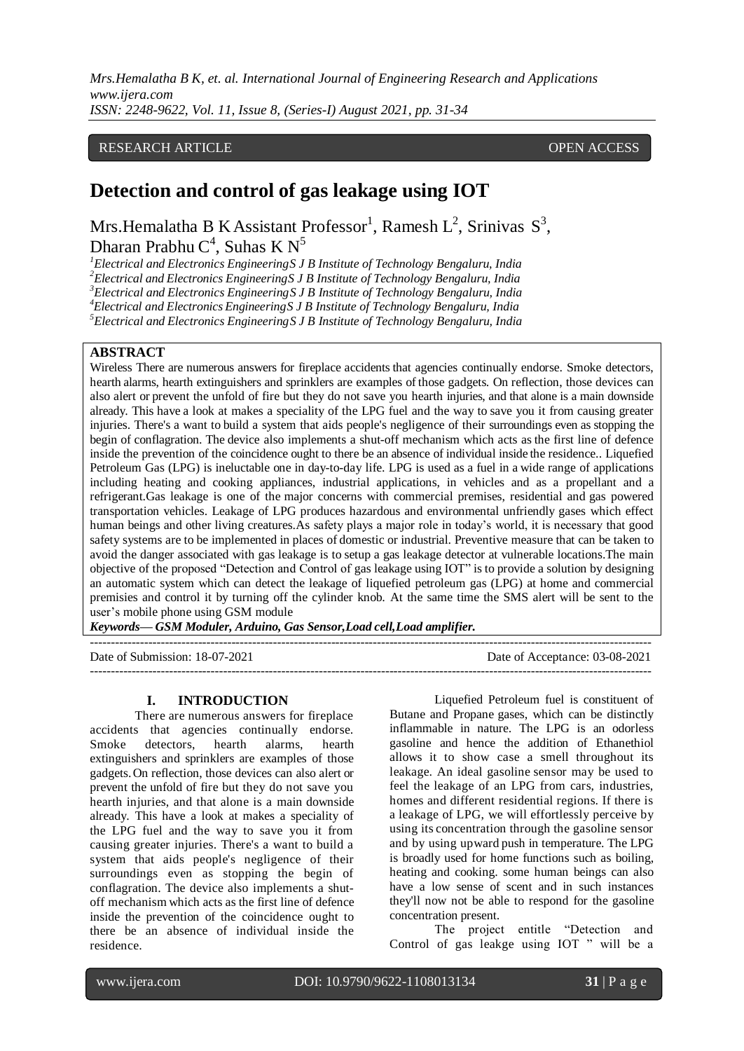RESEARCH ARTICLE OPEN ACCESS

# Detection and control of gas leakage using IOT

Mrs.Hemalatha B K Assistant Professor[1], Ramesh L[2], Srinivas S[3], Dharan Prabhu C[4], Suhas K N[5]

[1]Electrical and Electronics EngineeringS J B Institute of Technology Bengaluru, India
[2]Electrical and Electronics EngineeringS J B Institute of Technology Bengaluru, India
[3]Electrical and Electronics EngineeringS J B Institute of Technology Bengaluru, India
[4]Electrical and Electronics EngineeringS J B Institute of Technology Bengaluru, India
[5]Electrical and Electronics EngineeringS J B Institute of Technology Bengaluru, India

## ABSTRACT

Wireless There are numerous answers for fireplace accidents that agencies continually endorse. Smoke detectors, hearth alarms, hearth extinguishers and sprinklers are examples of those gadgets. On reflection, those devices can also alert or prevent the unfold of fire but they do not save you hearth injuries, and that alone is a main downside already. This have a look at makes a speciality of the LPG fuel and the way to save you it from causing greater injuries. There's a want to build a system that aids people's negligence of their surroundings even as stopping the begin of conflagration. The device also implements a shut-off mechanism which acts as the first line of defence inside the prevention of the coincidence ought to there be an absence of individual inside the residence.. Liquefied Petroleum Gas (LPG) is ineluctable one in day-to-day life. LPG is used as a fuel in a wide range of applications including heating and cooking appliances, industrial applications, in vehicles and as a propellant and a refrigerant.Gas leakage is one of the major concerns with commercial premises, residential and gas powered transportation vehicles. Leakage of LPG produces hazardous and environmental unfriendly gases which effect human beings and other living creatures.As safety plays a major role in today's world, it is necessary that good safety systems are to be implemented in places of domestic or industrial. Preventive measure that can be taken to avoid the danger associated with gas leakage is to setup a gas leakage detector at vulnerable locations.The main objective of the proposed "Detection and Control of gas leakage using IOT" is to provide a solution by designing an automatic system which can detect the leakage of liquefied petroleum gas (LPG) at home and commercial premisies and control it by turning off the cylinder knob. At the same time the SMS alert will be sent to the user's mobile phone using GSM module

***Keywords— GSM Moduler, Arduino, Gas Sensor,Load cell,Load amplifier.***

---

Date of Submission: 18-07-2021 Date of Acceptance: 03-08-2021

---

## I. INTRODUCTION

There are numerous answers for fireplace accidents that agencies continually endorse. Smoke detectors, hearth alarms, hearth extinguishers and sprinklers are examples of those gadgets. On reflection, those devices can also alert or prevent the unfold of fire but they do not save you hearth injuries, and that alone is a main downside already. This have a look at makes a speciality of the LPG fuel and the way to save you it from causing greater injuries. There's a want to build a system that aids people's negligence of their surroundings even as stopping the begin of conflagration. The device also implements a shut-off mechanism which acts as the first line of defence inside the prevention of the coincidence ought to there be an absence of individual inside the residence.

Liquefied Petroleum fuel is constituent of Butane and Propane gases, which can be distinctly inflammable in nature. The LPG is an odorless gasoline and hence the addition of Ethanethiol allows it to show case a smell throughout its leakage. An ideal gasoline sensor may be used to feel the leakage of an LPG from cars, industries, homes and different residential regions. If there is a leakage of LPG, we will effortlessly perceive by using its concentration through the gasoline sensor and by using upward push in temperature. The LPG is broadly used for home functions such as boiling, heating and cooking. some human beings can also have a low sense of scent and in such instances they'll now not be able to respond for the gasoline concentration present.

The project entitle "Detection and Control of gas leakge using IOT " will be a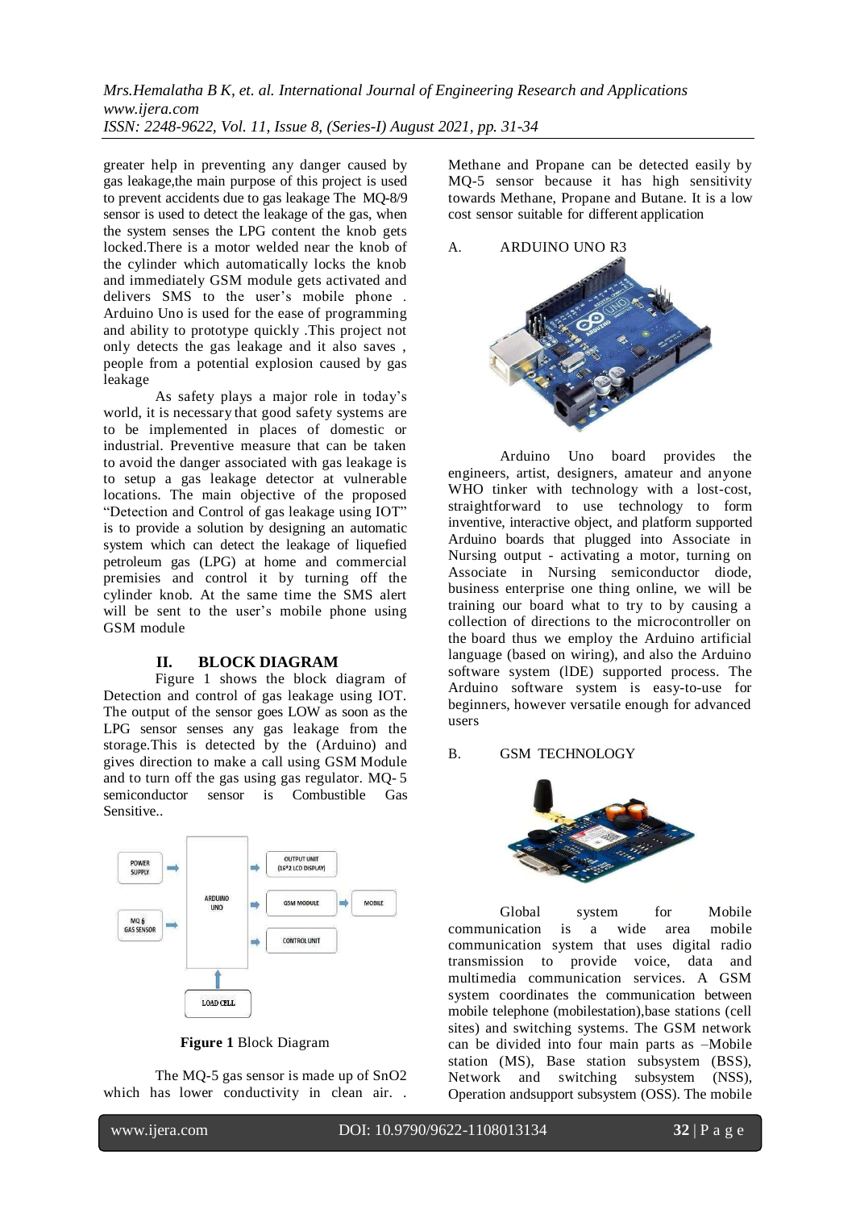greater help in preventing any danger caused by gas leakage,the main purpose of this project is used to prevent accidents due to gas leakage The MQ-8/9 sensor is used to detect the leakage of the gas, when the system senses the LPG content the knob gets locked.There is a motor welded near the knob of the cylinder which automatically locks the knob and immediately GSM module gets activated and delivers SMS to the user's mobile phone . Arduino Uno is used for the ease of programming and ability to prototype quickly .This project not only detects the gas leakage and it also saves , people from a potential explosion caused by gas leakage

As safety plays a major role in today's world, it is necessary that good safety systems are to be implemented in places of domestic or industrial. Preventive measure that can be taken to avoid the danger associated with gas leakage is to setup a gas leakage detector at vulnerable locations. The main objective of the proposed "Detection and Control of gas leakage using IOT" is to provide a solution by designing an automatic system which can detect the leakage of liquefied petroleum gas (LPG) at home and commercial premises and control it by turning off the cylinder knob. At the same time the SMS alert will be sent to the user's mobile phone using GSM module

## II. BLOCK DIAGRAM

Figure 1 shows the block diagram of Detection and control of gas leakage using IOT. The output of the sensor goes LOW as soon as the LPG sensor senses any gas leakage from the storage.This is detected by the (Arduino) and gives direction to make a call using GSM Module and to turn off the gas using gas regulator. MQ- 5 semiconductor sensor is Combustible Gas Sensitive..

POWER SUPPLY
MQ 6 GAS SENSOR
ARDUINO UNO
OUTPUT UNIT (16*2 LCD DISPLAY)
GSM MODULE
MOBILE
CONTROL UNIT
LOAD CELL

**Figure 1** Block Diagram

The MQ-5 gas sensor is made up of $SnO_2$ which has lower conductivity in clean air. . Methane and Propane can be detected easily by MQ-5 sensor because it has high sensitivity towards Methane, Propane and Butane. It is a low cost sensor suitable for different application

### A. ARDUINO UNO R3

Arduino Uno board provides the engineers, artist, designers, amateur and anyone WHO tinker with technology with a lost-cost, straightforward to use technology to form inventive, interactive object, and platform supported Arduino boards that plugged into Associate in Nursing output - activating a motor, turning on Associate in Nursing semiconductor diode, business enterprise one thing online, we will be training our board what to try to by causing a collection of directions to the microcontroller on the board thus we employ the Arduino artificial language (based on wiring), and also the Arduino software system (lDE) supported process. The Arduino software system is easy-to-use for beginners, however versatile enough for advanced users

### B. GSM TECHNOLOGY

Global system for Mobile communication is a wide area mobile communication system that uses digital radio transmission to provide voice, data and multimedia communication services. A GSM system coordinates the communication between mobile telephone (mobilestation),base stations (cell sites) and switching systems. The GSM network can be divided into four main parts as –Mobile station (MS), Base station subsystem (BSS), Network and switching subsystem (NSS), Operation andsupport subsystem (OSS). The mobile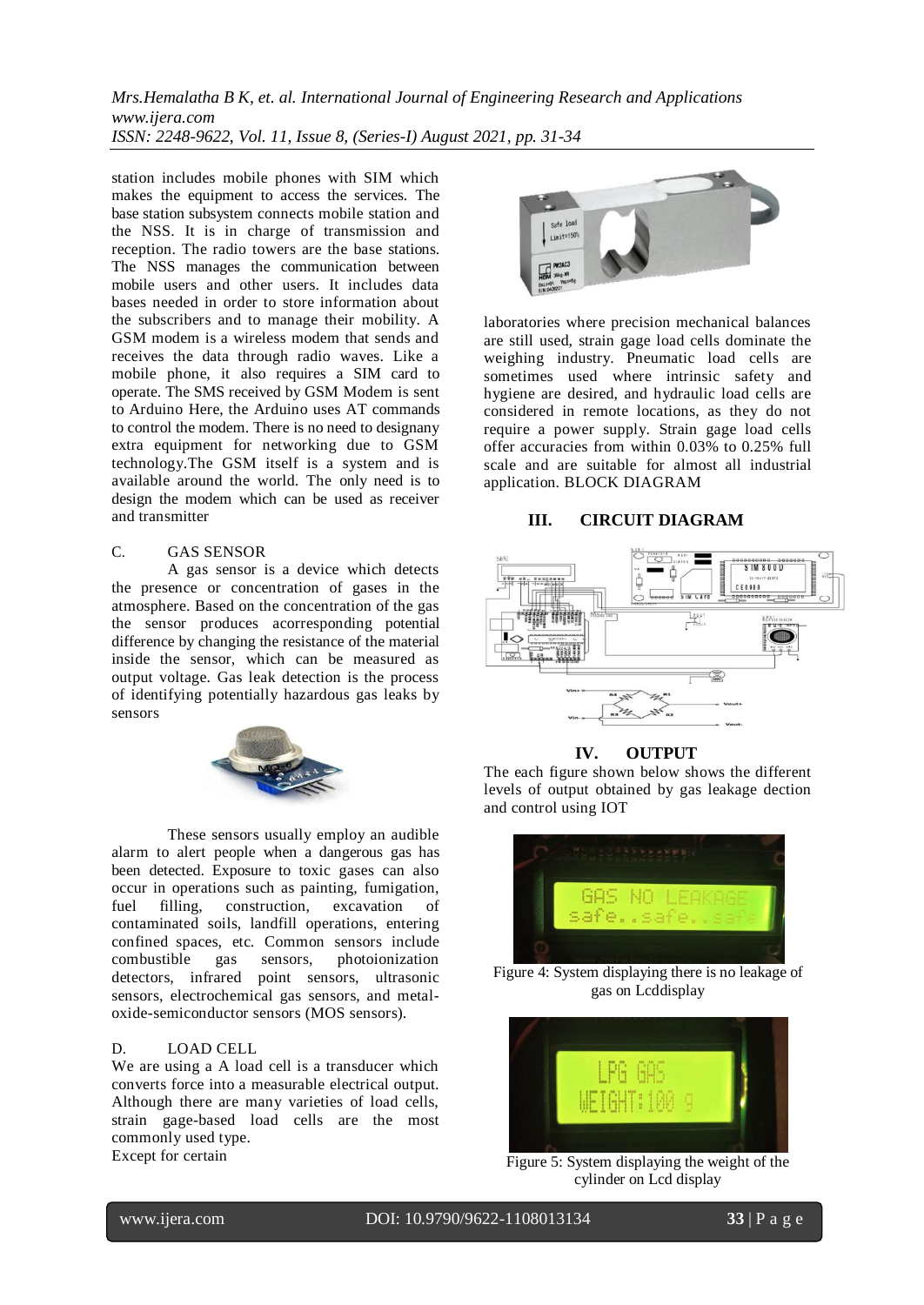station includes mobile phones with SIM which makes the equipment to access the services. The base station subsystem connects mobile station and the NSS. It is in charge of transmission and reception. The radio towers are the base stations. The NSS manages the communication between mobile users and other users. It includes data bases needed in order to store information about the subscribers and to manage their mobility. A GSM modem is a wireless modem that sends and receives the data through radio waves. Like a mobile phone, it also requires a SIM card to operate. The SMS received by GSM Modem is sent to Arduino Here, the Arduino uses AT commands to control the modem. There is no need to designany extra equipment for networking due to GSM technology.The GSM itself is a system and is available around the world. The only need is to design the modem which can be used as receiver and transmitter

### C. GAS SENSOR

A gas sensor is a device which detects the presence or concentration of gases in the atmosphere. Based on the concentration of the gas the sensor produces acorresponding potential difference by changing the resistance of the material inside the sensor, which can be measured as output voltage. Gas leak detection is the process of identifying potentially hazardous gas leaks by sensors

These sensors usually employ an audible alarm to alert people when a dangerous gas has been detected. Exposure to toxic gases can also occur in operations such as painting, fumigation, fuel filling, construction, excavation of contaminated soils, landfill operations, entering confined spaces, etc. Common sensors include combustible gas sensors, photoionization detectors, infrared point sensors, ultrasonic sensors, electrochemical gas sensors, and metal-oxide-semiconductor sensors (MOS sensors).

### D. LOAD CELL

We are using a A load cell is a transducer which converts force into a measurable electrical output. Although there are many varieties of load cells, strain gage-based load cells are the most commonly used type.

Except for certain laboratories where precision mechanical balances are still used, strain gage load cells dominate the weighing industry. Pneumatic load cells are sometimes used where intrinsic safety and hygiene are desired, and hydraulic load cells are considered in remote locations, as they do not require a power supply. Strain gage load cells offer accuracies from within 0.03% to 0.25% full scale and are suitable for almost all industrial application. BLOCK DIAGRAM

## III. CIRCUIT DIAGRAM

## IV. OUTPUT

The each figure shown below shows the different levels of output obtained by gas leakage dection and control using IOT

Figure 4: System displaying there is no leakage of gas on Lcddisplay

Figure 5: System displaying the weight of the cylinder on Lcd display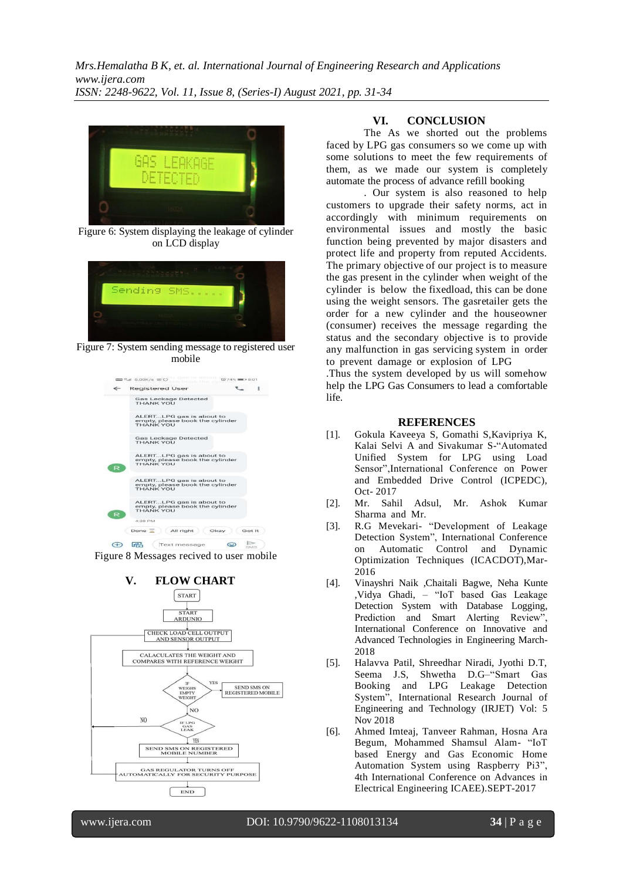Figure 6: System displaying the leakage of cylinder on LCD display

Figure 7: System sending message to registered user mobile

Figure 8 Messages recived to user mobile

## V. FLOW CHART

START

START ARDUNIO

CHECK LOAD CELL OUTPUT AND SENSOR OUTPUT

CALACULATES THE WEIGHT AND COMPARES WITH REFERENCE WEIGHT

IF WEIGHS EMPTY WEIGHT

YES

SEND SMS ON REGISTERED MOBILE

NO

NO

IF LPG GAS LEAK

YES

SEND SMS ON REGISTERED MOBILE NUMBER

GAS REGULATOR TURNS OFF AUTOMATICALLY FOR SECURITY PURPOSE

END

## VI. CONCLUSION

The As we shorted out the problems faced by LPG gas consumers so we come up with some solutions to meet the few requirements of them, as we made our system is completely automate the process of advance refill booking

. Our system is also reasoned to help customers to upgrade their safety norms, act in accordingly with minimum requirements on environmental issues and mostly the basic function being prevented by major disasters and protect life and property from reputed Accidents. The primary objective of our project is to measure the gas present in the cylinder when weight of the cylinder is below the fixedload, this can be done using the weight sensors. The gasretailer gets the order for a new cylinder and the houseowner (consumer) receives the message regarding the status and the secondary objective is to provide any malfunction in gas servicing system in order to prevent damage or explosion of LPG .Thus the system developed by us will somehow help the LPG Gas Consumers to lead a comfortable life.

## REFERENCES

[1]. Gokula Kaveeya S, Gomathi S,Kavipriya K, Kalai Selvi A and Sivakumar S-"Automated Unified System for LPG using Load Sensor",International Conference on Power and Embedded Drive Control (ICPEDC), Oct- 2017

[2]. Mr. Sahil Adsul, Mr. Ashok Kumar Sharma and Mr.

[3]. R.G Mevekari- "Development of Leakage Detection System", International Conference on Automatic Control and Dynamic Optimization Techniques (ICACDOT),Mar-2016

[4]. Vinayshri Naik ,Chaitali Bagwe, Neha Kunte ,Vidya Ghadi, – "IoT based Gas Leakage Detection System with Database Logging, Prediction and Smart Alerting Review", International Conference on Innovative and Advanced Technologies in Engineering March-2018

[5]. Halavva Patil, Shreedhar Niradi, Jyothi D.T, Seema J.S, Shwetha D.G–"Smart Gas Booking and LPG Leakage Detection System", International Research Journal of Engineering and Technology (IRJET) Vol: 5 Nov 2018

[6]. Ahmed Imteaj, Tanveer Rahman, Hosna Ara Begum, Mohammed Shamsul Alam- "IoT based Energy and Gas Economic Home Automation System using Raspberry Pi3", 4th International Conference on Advances in Electrical Engineering ICAEE).SEPT-2017